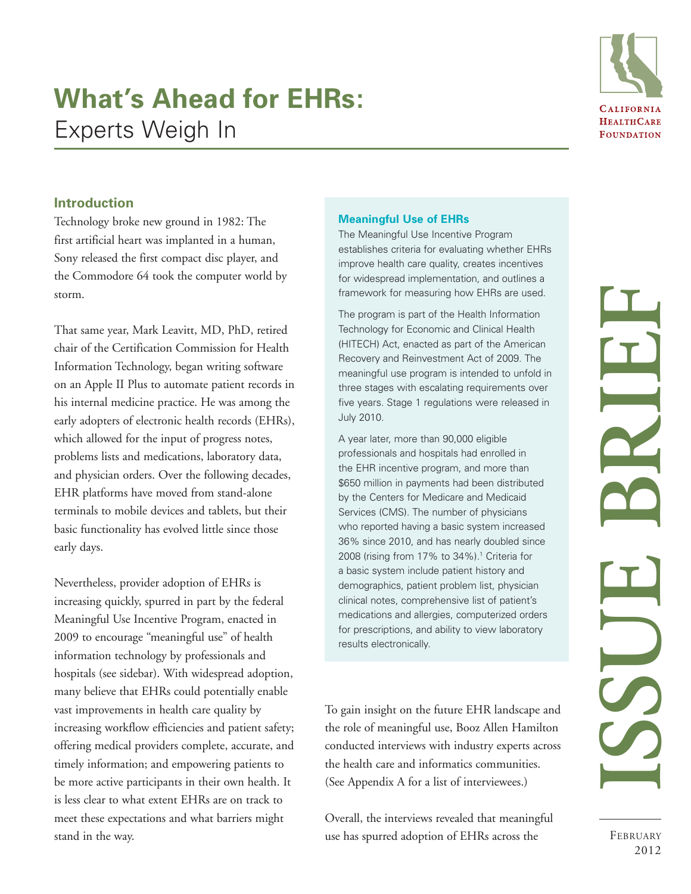# What's Ahead for EHRs:

## Experts Weigh In

CALIFORNIA HEALTHCARE FOUNDATION

ISSUE BRIEF

FEBRUARY 2012

### Introduction

Technology broke new ground in 1982: The first artificial heart was implanted in a human, Sony released the first compact disc player, and the Commodore 64 took the computer world by storm.

That same year, Mark Leavitt, MD, PhD, retired chair of the Certification Commission for Health Information Technology, began writing software on an Apple II Plus to automate patient records in his internal medicine practice. He was among the early adopters of electronic health records (EHRs), which allowed for the input of progress notes, problems lists and medications, laboratory data, and physician orders. Over the following decades, EHR platforms have moved from stand-alone terminals to mobile devices and tablets, but their basic functionality has evolved little since those early days.

Nevertheless, provider adoption of EHRs is increasing quickly, spurred in part by the federal Meaningful Use Incentive Program, enacted in 2009 to encourage "meaningful use" of health information technology by professionals and hospitals (see sidebar). With widespread adoption, many believe that EHRs could potentially enable vast improvements in health care quality by increasing workflow efficiencies and patient safety; offering medical providers complete, accurate, and timely information; and empowering patients to be more active participants in their own health. It is less clear to what extent EHRs are on track to meet these expectations and what barriers might stand in the way.

### Meaningful Use of EHRs

The Meaningful Use Incentive Program establishes criteria for evaluating whether EHRs improve health care quality, creates incentives for widespread implementation, and outlines a framework for measuring how EHRs are used.

The program is part of the Health Information Technology for Economic and Clinical Health (HITECH) Act, enacted as part of the American Recovery and Reinvestment Act of 2009. The meaningful use program is intended to unfold in three stages with escalating requirements over five years. Stage 1 regulations were released in July 2010.

A year later, more than 90,000 eligible professionals and hospitals had enrolled in the EHR incentive program, and more than $650 million in payments had been distributed by the Centers for Medicare and Medicaid Services (CMS). The number of physicians who reported having a basic system increased 36% since 2010, and has nearly doubled since 2008 (rising from 17% to 34%).[1] Criteria for a basic system include patient history and demographics, patient problem list, physician clinical notes, comprehensive list of patient's medications and allergies, computerized orders for prescriptions, and ability to view laboratory results electronically.

To gain insight on the future EHR landscape and the role of meaningful use, Booz Allen Hamilton conducted interviews with industry experts across the health care and informatics communities. (See Appendix A for a list of interviewees.)

Overall, the interviews revealed that meaningful use has spurred adoption of EHRs across the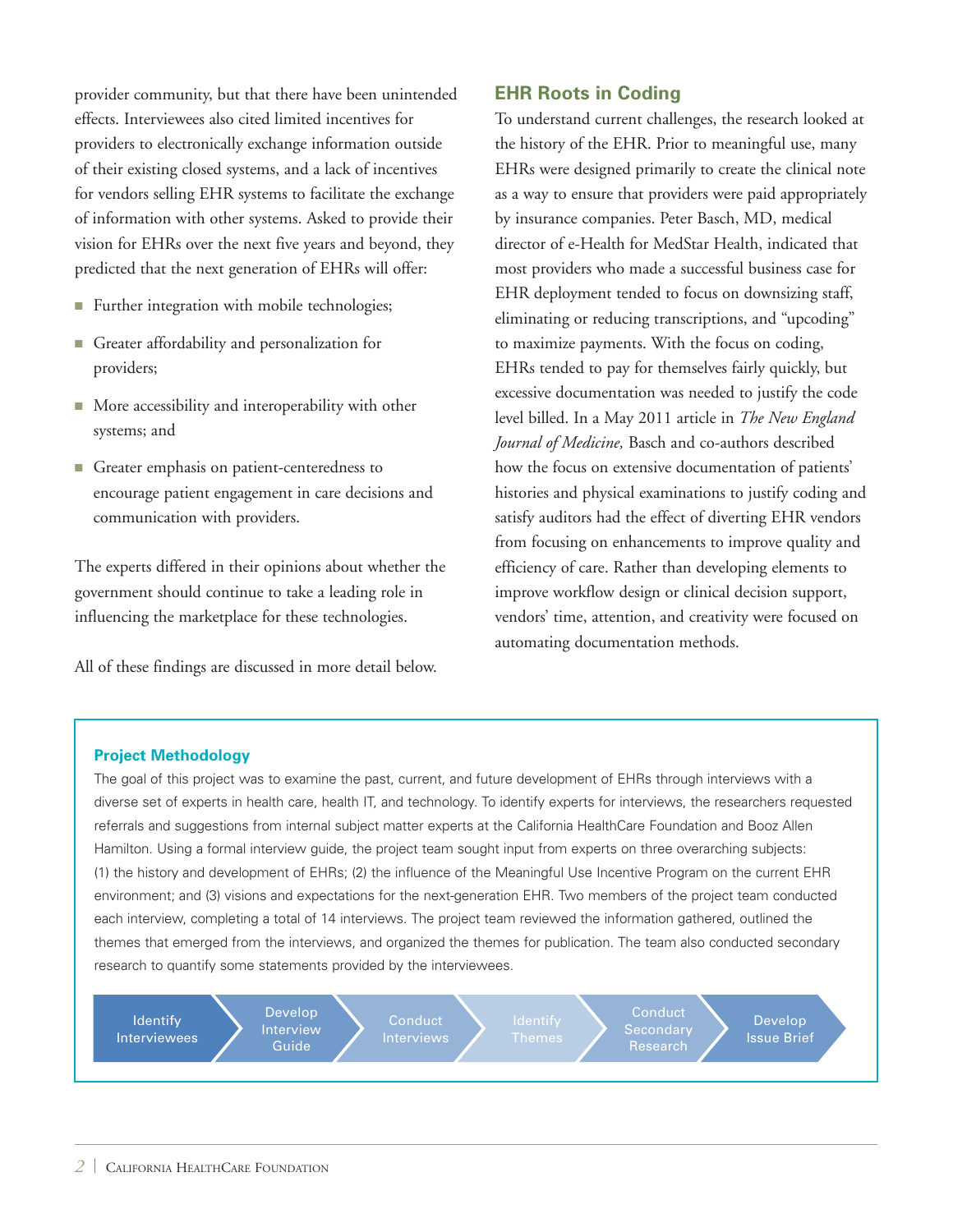provider community, but that there have been unintended effects. Interviewees also cited limited incentives for providers to electronically exchange information outside of their existing closed systems, and a lack of incentives for vendors selling EHR systems to facilitate the exchange of information with other systems. Asked to provide their vision for EHRs over the next five years and beyond, they predicted that the next generation of EHRs will offer:

- Further integration with mobile technologies;
- Greater affordability and personalization for providers;
- More accessibility and interoperability with other systems; and
- Greater emphasis on patient-centeredness to encourage patient engagement in care decisions and communication with providers.

The experts differed in their opinions about whether the government should continue to take a leading role in influencing the marketplace for these technologies.

All of these findings are discussed in more detail below.

## EHR Roots in Coding

To understand current challenges, the research looked at the history of the EHR. Prior to meaningful use, many EHRs were designed primarily to create the clinical note as a way to ensure that providers were paid appropriately by insurance companies. Peter Basch, MD, medical director of e-Health for MedStar Health, indicated that most providers who made a successful business case for EHR deployment tended to focus on downsizing staff, eliminating or reducing transcriptions, and "upcoding" to maximize payments. With the focus on coding, EHRs tended to pay for themselves fairly quickly, but excessive documentation was needed to justify the code level billed. In a May 2011 article in *The New England Journal of Medicine,* Basch and co-authors described how the focus on extensive documentation of patients' histories and physical examinations to justify coding and satisfy auditors had the effect of diverting EHR vendors from focusing on enhancements to improve quality and efficiency of care. Rather than developing elements to improve workflow design or clinical decision support, vendors' time, attention, and creativity were focused on automating documentation methods.

### Project Methodology

The goal of this project was to examine the past, current, and future development of EHRs through interviews with a diverse set of experts in health care, health IT, and technology. To identify experts for interviews, the researchers requested referrals and suggestions from internal subject matter experts at the California HealthCare Foundation and Booz Allen Hamilton. Using a formal interview guide, the project team sought input from experts on three overarching subjects: (1) the history and development of EHRs; (2) the influence of the Meaningful Use Incentive Program on the current EHR environment; and (3) visions and expectations for the next-generation EHR. Two members of the project team conducted each interview, completing a total of 14 interviews. The project team reviewed the information gathered, outlined the themes that emerged from the interviews, and organized the themes for publication. The team also conducted secondary research to quantify some statements provided by the interviewees.

Identify Interviewees → Develop Interview Guide → Conduct Interviews → Identify Themes → Conduct Secondary Research → Develop Issue Brief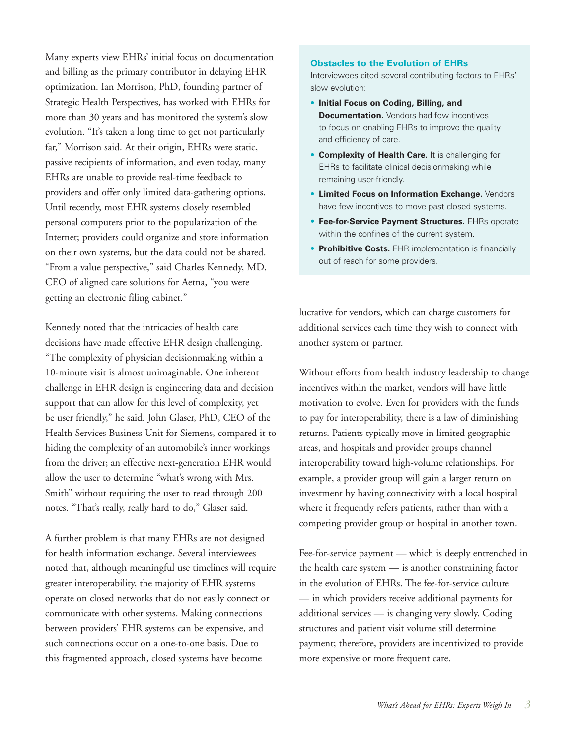Many experts view EHRs' initial focus on documentation and billing as the primary contributor in delaying EHR optimization. Ian Morrison, PhD, founding partner of Strategic Health Perspectives, has worked with EHRs for more than 30 years and has monitored the system's slow evolution. "It's taken a long time to get not particularly far," Morrison said. At their origin, EHRs were static, passive recipients of information, and even today, many EHRs are unable to provide real-time feedback to providers and offer only limited data-gathering options. Until recently, most EHR systems closely resembled personal computers prior to the popularization of the Internet; providers could organize and store information on their own systems, but the data could not be shared. "From a value perspective," said Charles Kennedy, MD, CEO of aligned care solutions for Aetna, "you were getting an electronic filing cabinet."

Kennedy noted that the intricacies of health care decisions have made effective EHR design challenging. "The complexity of physician decisionmaking within a 10-minute visit is almost unimaginable. One inherent challenge in EHR design is engineering data and decision support that can allow for this level of complexity, yet be user friendly," he said. John Glaser, PhD, CEO of the Health Services Business Unit for Siemens, compared it to hiding the complexity of an automobile's inner workings from the driver; an effective next-generation EHR would allow the user to determine "what's wrong with Mrs. Smith" without requiring the user to read through 200 notes. "That's really, really hard to do," Glaser said.

A further problem is that many EHRs are not designed for health information exchange. Several interviewees noted that, although meaningful use timelines will require greater interoperability, the majority of EHR systems operate on closed networks that do not easily connect or communicate with other systems. Making connections between providers' EHR systems can be expensive, and such connections occur on a one-to-one basis. Due to this fragmented approach, closed systems have become lucrative for vendors, which can charge customers for additional services each time they wish to connect with another system or partner.

### Obstacles to the Evolution of EHRs

Interviewees cited several contributing factors to EHRs' slow evolution:

- **Initial Focus on Coding, Billing, and Documentation.** Vendors had few incentives to focus on enabling EHRs to improve the quality and efficiency of care.
- **Complexity of Health Care.** It is challenging for EHRs to facilitate clinical decisionmaking while remaining user-friendly.
- **Limited Focus on Information Exchange.** Vendors have few incentives to move past closed systems.
- **Fee-for-Service Payment Structures.** EHRs operate within the confines of the current system.
- **Prohibitive Costs.** EHR implementation is financially out of reach for some providers.

Without efforts from health industry leadership to change incentives within the market, vendors will have little motivation to evolve. Even for providers with the funds to pay for interoperability, there is a law of diminishing returns. Patients typically move in limited geographic areas, and hospitals and provider groups channel interoperability toward high-volume relationships. For example, a provider group will gain a larger return on investment by having connectivity with a local hospital where it frequently refers patients, rather than with a competing provider group or hospital in another town.

Fee-for-service payment — which is deeply entrenched in the health care system — is another constraining factor in the evolution of EHRs. The fee-for-service culture — in which providers receive additional payments for additional services — is changing very slowly. Coding structures and patient visit volume still determine payment; therefore, providers are incentivized to provide more expensive or more frequent care.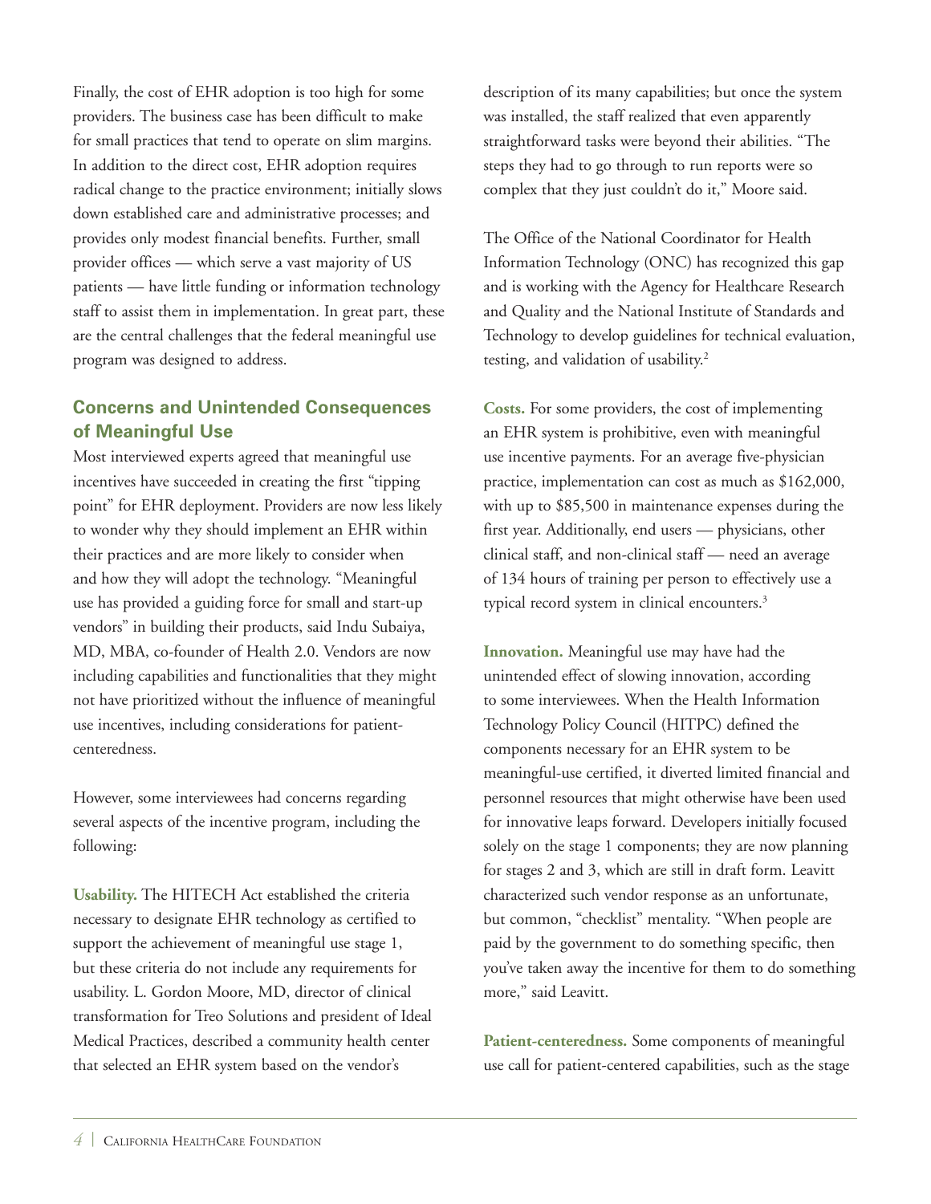Finally, the cost of EHR adoption is too high for some providers. The business case has been difficult to make for small practices that tend to operate on slim margins. In addition to the direct cost, EHR adoption requires radical change to the practice environment; initially slows down established care and administrative processes; and provides only modest financial benefits. Further, small provider offices — which serve a vast majority of US patients — have little funding or information technology staff to assist them in implementation. In great part, these are the central challenges that the federal meaningful use program was designed to address.

## Concerns and Unintended Consequences of Meaningful Use

Most interviewed experts agreed that meaningful use incentives have succeeded in creating the first "tipping point" for EHR deployment. Providers are now less likely to wonder why they should implement an EHR within their practices and are more likely to consider when and how they will adopt the technology. "Meaningful use has provided a guiding force for small and start-up vendors" in building their products, said Indu Subaiya, MD, MBA, co-founder of Health 2.0. Vendors are now including capabilities and functionalities that they might not have prioritized without the influence of meaningful use incentives, including considerations for patient-centeredness.

However, some interviewees had concerns regarding several aspects of the incentive program, including the following:

**Usability.** The HITECH Act established the criteria necessary to designate EHR technology as certified to support the achievement of meaningful use stage 1, but these criteria do not include any requirements for usability. L. Gordon Moore, MD, director of clinical transformation for Treo Solutions and president of Ideal Medical Practices, described a community health center that selected an EHR system based on the vendor's description of its many capabilities; but once the system was installed, the staff realized that even apparently straightforward tasks were beyond their abilities. "The steps they had to go through to run reports were so complex that they just couldn't do it," Moore said.

The Office of the National Coordinator for Health Information Technology (ONC) has recognized this gap and is working with the Agency for Healthcare Research and Quality and the National Institute of Standards and Technology to develop guidelines for technical evaluation, testing, and validation of usability.[2]

**Costs.** For some providers, the cost of implementing an EHR system is prohibitive, even with meaningful use incentive payments. For an average five-physician practice, implementation can cost as much as $162,000, with up to $85,500 in maintenance expenses during the first year. Additionally, end users — physicians, other clinical staff, and non-clinical staff — need an average of 134 hours of training per person to effectively use a typical record system in clinical encounters.[3]

**Innovation.** Meaningful use may have had the unintended effect of slowing innovation, according to some interviewees. When the Health Information Technology Policy Council (HITPC) defined the components necessary for an EHR system to be meaningful-use certified, it diverted limited financial and personnel resources that might otherwise have been used for innovative leaps forward. Developers initially focused solely on the stage 1 components; they are now planning for stages 2 and 3, which are still in draft form. Leavitt characterized such vendor response as an unfortunate, but common, "checklist" mentality. "When people are paid by the government to do something specific, then you've taken away the incentive for them to do something more," said Leavitt.

**Patient-centeredness.** Some components of meaningful use call for patient-centered capabilities, such as the stage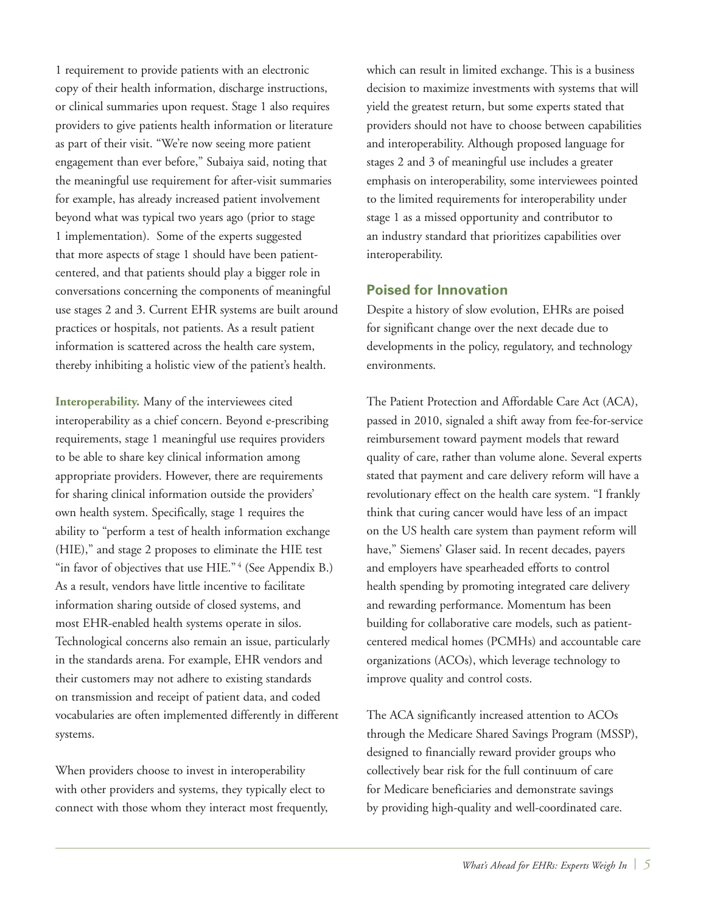1 requirement to provide patients with an electronic copy of their health information, discharge instructions, or clinical summaries upon request. Stage 1 also requires providers to give patients health information or literature as part of their visit. "We're now seeing more patient engagement than ever before," Subaiya said, noting that the meaningful use requirement for after-visit summaries for example, has already increased patient involvement beyond what was typical two years ago (prior to stage 1 implementation). Some of the experts suggested that more aspects of stage 1 should have been patient-centered, and that patients should play a bigger role in conversations concerning the components of meaningful use stages 2 and 3. Current EHR systems are built around practices or hospitals, not patients. As a result patient information is scattered across the health care system, thereby inhibiting a holistic view of the patient's health.

**Interoperability.** Many of the interviewees cited interoperability as a chief concern. Beyond e-prescribing requirements, stage 1 meaningful use requires providers to be able to share key clinical information among appropriate providers. However, there are requirements for sharing clinical information outside the providers' own health system. Specifically, stage 1 requires the ability to "perform a test of health information exchange (HIE)," and stage 2 proposes to eliminate the HIE test "in favor of objectives that use HIE."[4] (See Appendix B.) As a result, vendors have little incentive to facilitate information sharing outside of closed systems, and most EHR-enabled health systems operate in silos. Technological concerns also remain an issue, particularly in the standards arena. For example, EHR vendors and their customers may not adhere to existing standards on transmission and receipt of patient data, and coded vocabularies are often implemented differently in different systems.

When providers choose to invest in interoperability with other providers and systems, they typically elect to connect with those whom they interact most frequently, which can result in limited exchange. This is a business decision to maximize investments with systems that will yield the greatest return, but some experts stated that providers should not have to choose between capabilities and interoperability. Although proposed language for stages 2 and 3 of meaningful use includes a greater emphasis on interoperability, some interviewees pointed to the limited requirements for interoperability under stage 1 as a missed opportunity and contributor to an industry standard that prioritizes capabilities over interoperability.

## Poised for Innovation

Despite a history of slow evolution, EHRs are poised for significant change over the next decade due to developments in the policy, regulatory, and technology environments.

The Patient Protection and Affordable Care Act (ACA), passed in 2010, signaled a shift away from fee-for-service reimbursement toward payment models that reward quality of care, rather than volume alone. Several experts stated that payment and care delivery reform will have a revolutionary effect on the health care system. "I frankly think that curing cancer would have less of an impact on the US health care system than payment reform will have," Siemens' Glaser said. In recent decades, payers and employers have spearheaded efforts to control health spending by promoting integrated care delivery and rewarding performance. Momentum has been building for collaborative care models, such as patient-centered medical homes (PCMHs) and accountable care organizations (ACOs), which leverage technology to improve quality and control costs.

The ACA significantly increased attention to ACOs through the Medicare Shared Savings Program (MSSP), designed to financially reward provider groups who collectively bear risk for the full continuum of care for Medicare beneficiaries and demonstrate savings by providing high-quality and well-coordinated care.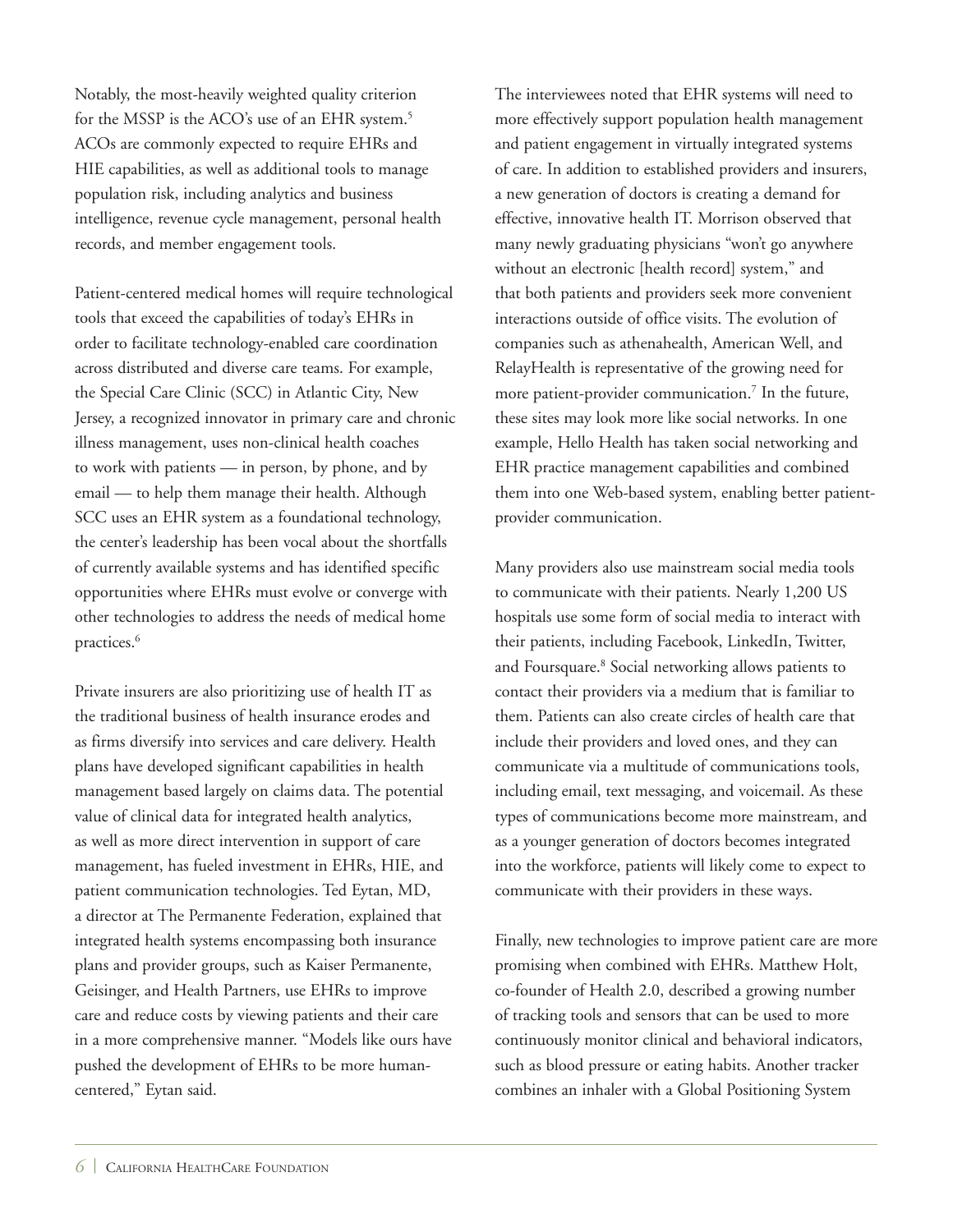Notably, the most-heavily weighted quality criterion for the MSSP is the ACO's use of an EHR system.[5] ACOs are commonly expected to require EHRs and HIE capabilities, as well as additional tools to manage population risk, including analytics and business intelligence, revenue cycle management, personal health records, and member engagement tools.

Patient-centered medical homes will require technological tools that exceed the capabilities of today's EHRs in order to facilitate technology-enabled care coordination across distributed and diverse care teams. For example, the Special Care Clinic (SCC) in Atlantic City, New Jersey, a recognized innovator in primary care and chronic illness management, uses non-clinical health coaches to work with patients — in person, by phone, and by email — to help them manage their health. Although SCC uses an EHR system as a foundational technology, the center's leadership has been vocal about the shortfalls of currently available systems and has identified specific opportunities where EHRs must evolve or converge with other technologies to address the needs of medical home practices.[6]

Private insurers are also prioritizing use of health IT as the traditional business of health insurance erodes and as firms diversify into services and care delivery. Health plans have developed significant capabilities in health management based largely on claims data. The potential value of clinical data for integrated health analytics, as well as more direct intervention in support of care management, has fueled investment in EHRs, HIE, and patient communication technologies. Ted Eytan, MD, a director at The Permanente Federation, explained that integrated health systems encompassing both insurance plans and provider groups, such as Kaiser Permanente, Geisinger, and Health Partners, use EHRs to improve care and reduce costs by viewing patients and their care in a more comprehensive manner. "Models like ours have pushed the development of EHRs to be more human-centered," Eytan said.

The interviewees noted that EHR systems will need to more effectively support population health management and patient engagement in virtually integrated systems of care. In addition to established providers and insurers, a new generation of doctors is creating a demand for effective, innovative health IT. Morrison observed that many newly graduating physicians "won't go anywhere without an electronic [health record] system," and that both patients and providers seek more convenient interactions outside of office visits. The evolution of companies such as athenahealth, American Well, and RelayHealth is representative of the growing need for more patient-provider communication.[7] In the future, these sites may look more like social networks. In one example, Hello Health has taken social networking and EHR practice management capabilities and combined them into one Web-based system, enabling better patient-provider communication.

Many providers also use mainstream social media tools to communicate with their patients. Nearly 1,200 US hospitals use some form of social media to interact with their patients, including Facebook, LinkedIn, Twitter, and Foursquare.[8] Social networking allows patients to contact their providers via a medium that is familiar to them. Patients can also create circles of health care that include their providers and loved ones, and they can communicate via a multitude of communications tools, including email, text messaging, and voicemail. As these types of communications become more mainstream, and as a younger generation of doctors becomes integrated into the workforce, patients will likely come to expect to communicate with their providers in these ways.

Finally, new technologies to improve patient care are more promising when combined with EHRs. Matthew Holt, co-founder of Health 2.0, described a growing number of tracking tools and sensors that can be used to more continuously monitor clinical and behavioral indicators, such as blood pressure or eating habits. Another tracker combines an inhaler with a Global Positioning System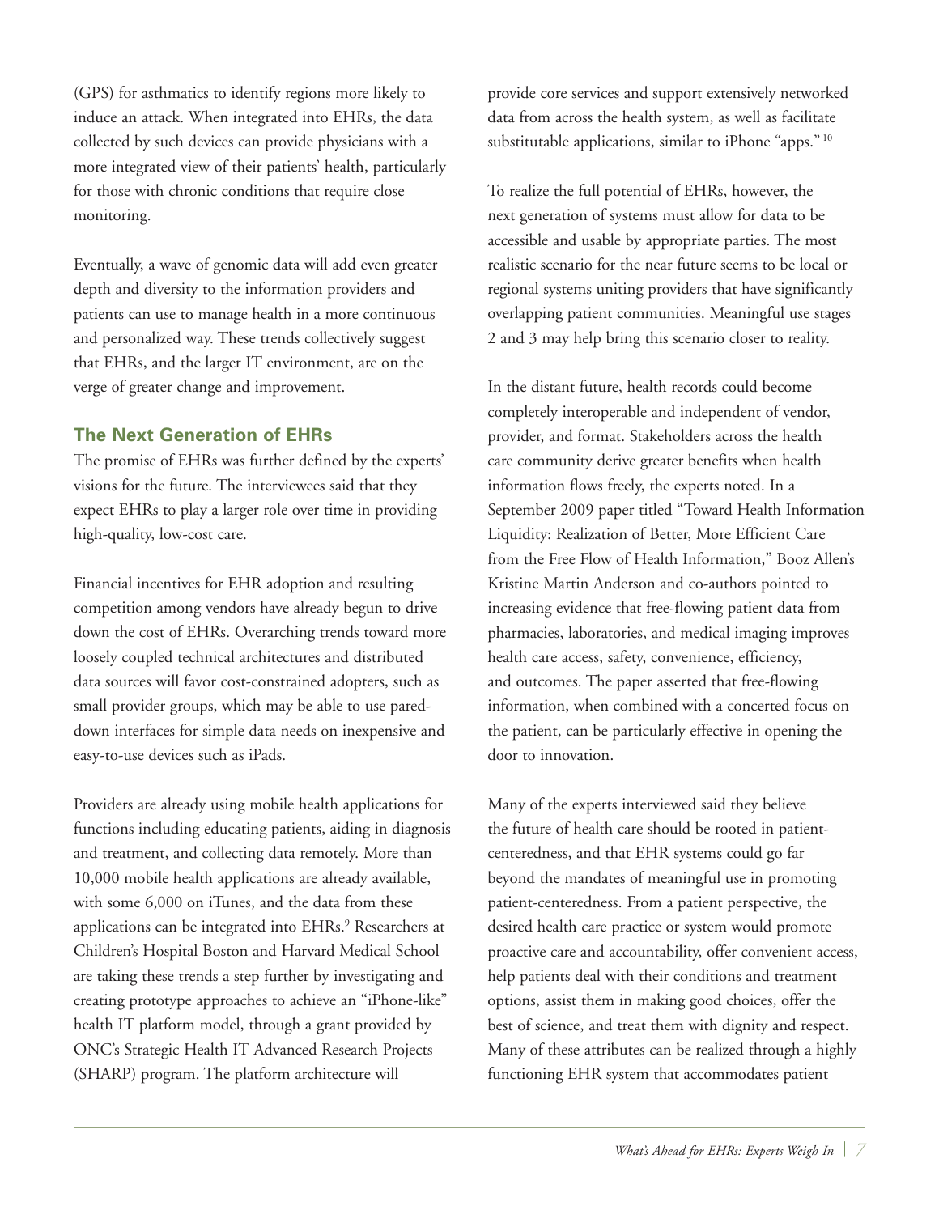(GPS) for asthmatics to identify regions more likely to induce an attack. When integrated into EHRs, the data collected by such devices can provide physicians with a more integrated view of their patients' health, particularly for those with chronic conditions that require close monitoring.

Eventually, a wave of genomic data will add even greater depth and diversity to the information providers and patients can use to manage health in a more continuous and personalized way. These trends collectively suggest that EHRs, and the larger IT environment, are on the verge of greater change and improvement.

## The Next Generation of EHRs

The promise of EHRs was further defined by the experts' visions for the future. The interviewees said that they expect EHRs to play a larger role over time in providing high-quality, low-cost care.

Financial incentives for EHR adoption and resulting competition among vendors have already begun to drive down the cost of EHRs. Overarching trends toward more loosely coupled technical architectures and distributed data sources will favor cost-constrained adopters, such as small provider groups, which may be able to use pared-down interfaces for simple data needs on inexpensive and easy-to-use devices such as iPads.

Providers are already using mobile health applications for functions including educating patients, aiding in diagnosis and treatment, and collecting data remotely. More than 10,000 mobile health applications are already available, with some 6,000 on iTunes, and the data from these applications can be integrated into EHRs.[9] Researchers at Children's Hospital Boston and Harvard Medical School are taking these trends a step further by investigating and creating prototype approaches to achieve an "iPhone-like" health IT platform model, through a grant provided by ONC's Strategic Health IT Advanced Research Projects (SHARP) program. The platform architecture will provide core services and support extensively networked data from across the health system, as well as facilitate substitutable applications, similar to iPhone "apps."[10]

To realize the full potential of EHRs, however, the next generation of systems must allow for data to be accessible and usable by appropriate parties. The most realistic scenario for the near future seems to be local or regional systems uniting providers that have significantly overlapping patient communities. Meaningful use stages 2 and 3 may help bring this scenario closer to reality.

In the distant future, health records could become completely interoperable and independent of vendor, provider, and format. Stakeholders across the health care community derive greater benefits when health information flows freely, the experts noted. In a September 2009 paper titled "Toward Health Information Liquidity: Realization of Better, More Efficient Care from the Free Flow of Health Information," Booz Allen's Kristine Martin Anderson and co-authors pointed to increasing evidence that free-flowing patient data from pharmacies, laboratories, and medical imaging improves health care access, safety, convenience, efficiency, and outcomes. The paper asserted that free-flowing information, when combined with a concerted focus on the patient, can be particularly effective in opening the door to innovation.

Many of the experts interviewed said they believe the future of health care should be rooted in patient-centeredness, and that EHR systems could go far beyond the mandates of meaningful use in promoting patient-centeredness. From a patient perspective, the desired health care practice or system would promote proactive care and accountability, offer convenient access, help patients deal with their conditions and treatment options, assist them in making good choices, offer the best of science, and treat them with dignity and respect. Many of these attributes can be realized through a highly functioning EHR system that accommodates patient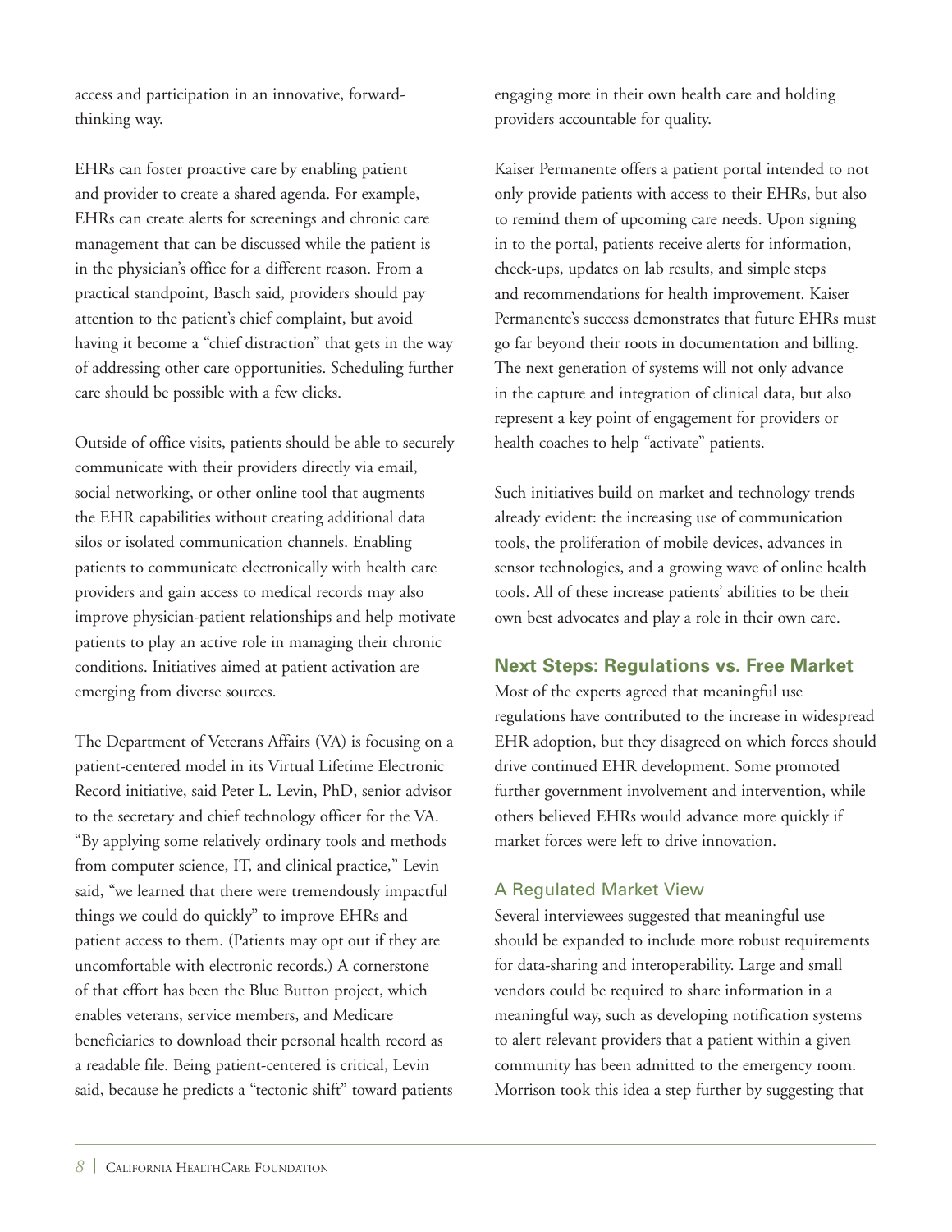access and participation in an innovative, forward-thinking way.

EHRs can foster proactive care by enabling patient and provider to create a shared agenda. For example, EHRs can create alerts for screenings and chronic care management that can be discussed while the patient is in the physician's office for a different reason. From a practical standpoint, Basch said, providers should pay attention to the patient's chief complaint, but avoid having it become a "chief distraction" that gets in the way of addressing other care opportunities. Scheduling further care should be possible with a few clicks.

Outside of office visits, patients should be able to securely communicate with their providers directly via email, social networking, or other online tool that augments the EHR capabilities without creating additional data silos or isolated communication channels. Enabling patients to communicate electronically with health care providers and gain access to medical records may also improve physician-patient relationships and help motivate patients to play an active role in managing their chronic conditions. Initiatives aimed at patient activation are emerging from diverse sources.

The Department of Veterans Affairs (VA) is focusing on a patient-centered model in its Virtual Lifetime Electronic Record initiative, said Peter L. Levin, PhD, senior advisor to the secretary and chief technology officer for the VA. "By applying some relatively ordinary tools and methods from computer science, IT, and clinical practice," Levin said, "we learned that there were tremendously impactful things we could do quickly" to improve EHRs and patient access to them. (Patients may opt out if they are uncomfortable with electronic records.) A cornerstone of that effort has been the Blue Button project, which enables veterans, service members, and Medicare beneficiaries to download their personal health record as a readable file. Being patient-centered is critical, Levin said, because he predicts a "tectonic shift" toward patients engaging more in their own health care and holding providers accountable for quality.

Kaiser Permanente offers a patient portal intended to not only provide patients with access to their EHRs, but also to remind them of upcoming care needs. Upon signing in to the portal, patients receive alerts for information, check-ups, updates on lab results, and simple steps and recommendations for health improvement. Kaiser Permanente's success demonstrates that future EHRs must go far beyond their roots in documentation and billing. The next generation of systems will not only advance in the capture and integration of clinical data, but also represent a key point of engagement for providers or health coaches to help "activate" patients.

Such initiatives build on market and technology trends already evident: the increasing use of communication tools, the proliferation of mobile devices, advances in sensor technologies, and a growing wave of online health tools. All of these increase patients' abilities to be their own best advocates and play a role in their own care.

## Next Steps: Regulations vs. Free Market

Most of the experts agreed that meaningful use regulations have contributed to the increase in widespread EHR adoption, but they disagreed on which forces should drive continued EHR development. Some promoted further government involvement and intervention, while others believed EHRs would advance more quickly if market forces were left to drive innovation.

### A Regulated Market View

Several interviewees suggested that meaningful use should be expanded to include more robust requirements for data-sharing and interoperability. Large and small vendors could be required to share information in a meaningful way, such as developing notification systems to alert relevant providers that a patient within a given community has been admitted to the emergency room. Morrison took this idea a step further by suggesting that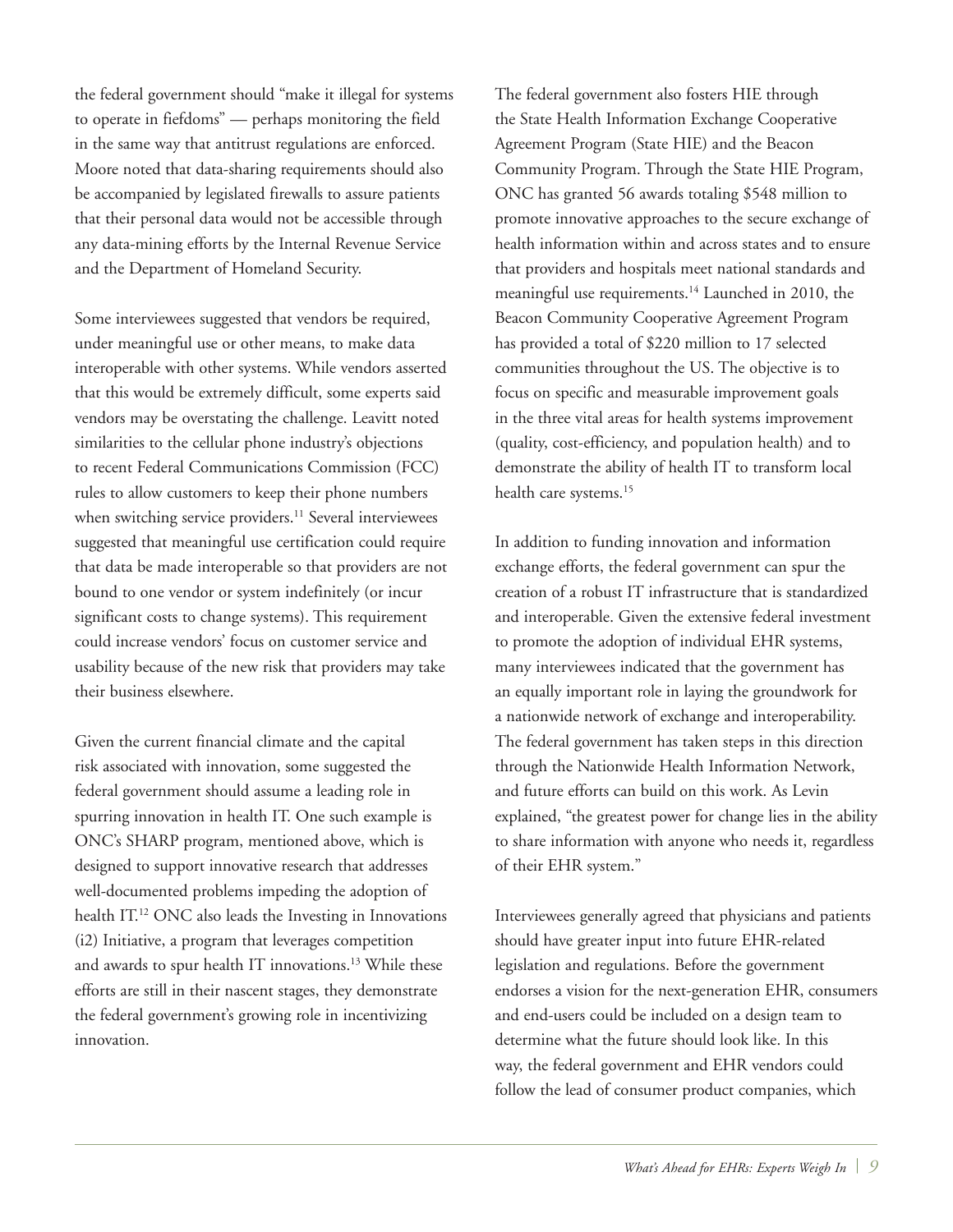the federal government should "make it illegal for systems to operate in fiefdoms" — perhaps monitoring the field in the same way that antitrust regulations are enforced. Moore noted that data-sharing requirements should also be accompanied by legislated firewalls to assure patients that their personal data would not be accessible through any data-mining efforts by the Internal Revenue Service and the Department of Homeland Security.

Some interviewees suggested that vendors be required, under meaningful use or other means, to make data interoperable with other systems. While vendors asserted that this would be extremely difficult, some experts said vendors may be overstating the challenge. Leavitt noted similarities to the cellular phone industry's objections to recent Federal Communications Commission (FCC) rules to allow customers to keep their phone numbers when switching service providers.[11] Several interviewees suggested that meaningful use certification could require that data be made interoperable so that providers are not bound to one vendor or system indefinitely (or incur significant costs to change systems). This requirement could increase vendors' focus on customer service and usability because of the new risk that providers may take their business elsewhere.

Given the current financial climate and the capital risk associated with innovation, some suggested the federal government should assume a leading role in spurring innovation in health IT. One such example is ONC's SHARP program, mentioned above, which is designed to support innovative research that addresses well-documented problems impeding the adoption of health IT.[12] ONC also leads the Investing in Innovations (i2) Initiative, a program that leverages competition and awards to spur health IT innovations.[13] While these efforts are still in their nascent stages, they demonstrate the federal government's growing role in incentivizing innovation.

The federal government also fosters HIE through the State Health Information Exchange Cooperative Agreement Program (State HIE) and the Beacon Community Program. Through the State HIE Program, ONC has granted 56 awards totaling $548 million to promote innovative approaches to the secure exchange of health information within and across states and to ensure that providers and hospitals meet national standards and meaningful use requirements.[14] Launched in 2010, the Beacon Community Cooperative Agreement Program has provided a total of $220 million to 17 selected communities throughout the US. The objective is to focus on specific and measurable improvement goals in the three vital areas for health systems improvement (quality, cost-efficiency, and population health) and to demonstrate the ability of health IT to transform local health care systems.[15]

In addition to funding innovation and information exchange efforts, the federal government can spur the creation of a robust IT infrastructure that is standardized and interoperable. Given the extensive federal investment to promote the adoption of individual EHR systems, many interviewees indicated that the government has an equally important role in laying the groundwork for a nationwide network of exchange and interoperability. The federal government has taken steps in this direction through the Nationwide Health Information Network, and future efforts can build on this work. As Levin explained, "the greatest power for change lies in the ability to share information with anyone who needs it, regardless of their EHR system."

Interviewees generally agreed that physicians and patients should have greater input into future EHR-related legislation and regulations. Before the government endorses a vision for the next-generation EHR, consumers and end-users could be included on a design team to determine what the future should look like. In this way, the federal government and EHR vendors could follow the lead of consumer product companies, which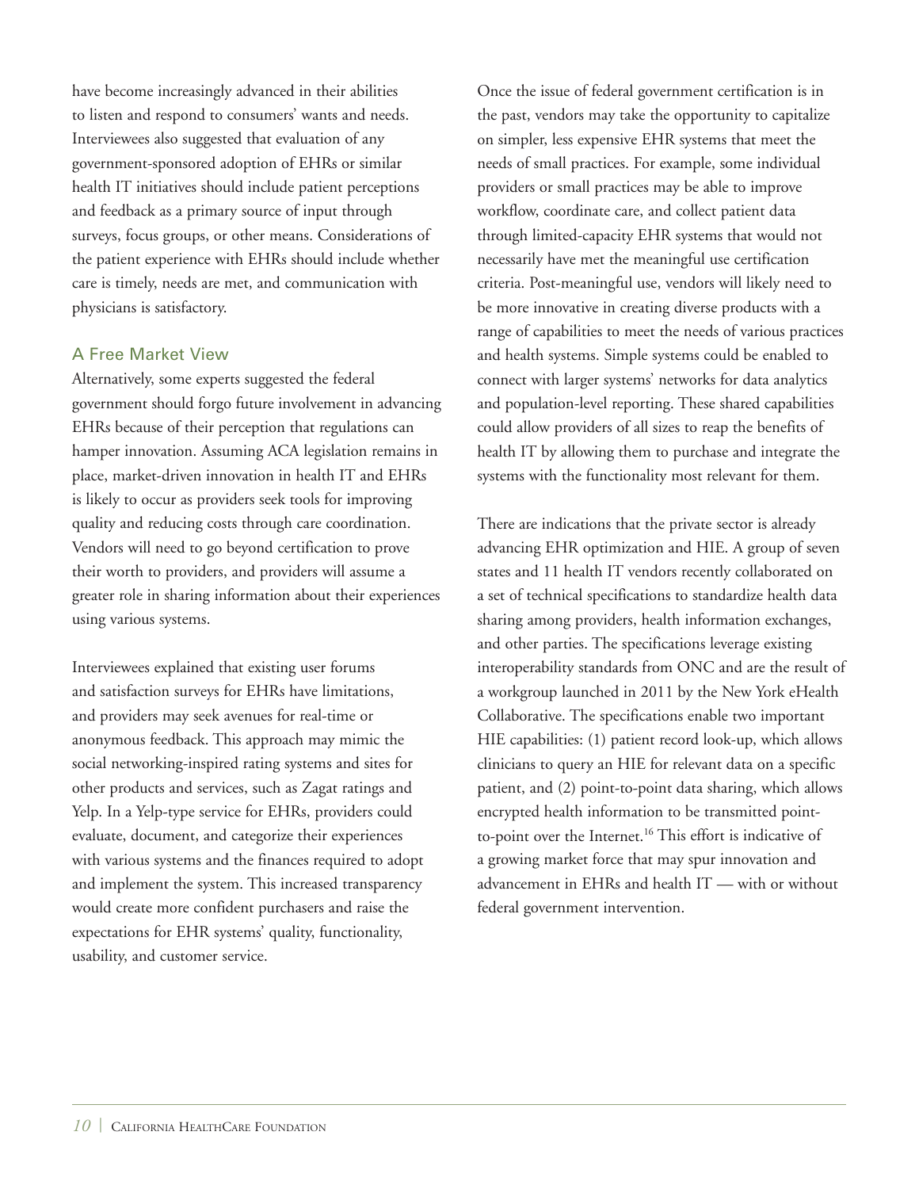have become increasingly advanced in their abilities to listen and respond to consumers' wants and needs. Interviewees also suggested that evaluation of any government-sponsored adoption of EHRs or similar health IT initiatives should include patient perceptions and feedback as a primary source of input through surveys, focus groups, or other means. Considerations of the patient experience with EHRs should include whether care is timely, needs are met, and communication with physicians is satisfactory.

### A Free Market View

Alternatively, some experts suggested the federal government should forgo future involvement in advancing EHRs because of their perception that regulations can hamper innovation. Assuming ACA legislation remains in place, market-driven innovation in health IT and EHRs is likely to occur as providers seek tools for improving quality and reducing costs through care coordination. Vendors will need to go beyond certification to prove their worth to providers, and providers will assume a greater role in sharing information about their experiences using various systems.

Interviewees explained that existing user forums and satisfaction surveys for EHRs have limitations, and providers may seek avenues for real-time or anonymous feedback. This approach may mimic the social networking-inspired rating systems and sites for other products and services, such as Zagat ratings and Yelp. In a Yelp-type service for EHRs, providers could evaluate, document, and categorize their experiences with various systems and the finances required to adopt and implement the system. This increased transparency would create more confident purchasers and raise the expectations for EHR systems' quality, functionality, usability, and customer service.

Once the issue of federal government certification is in the past, vendors may take the opportunity to capitalize on simpler, less expensive EHR systems that meet the needs of small practices. For example, some individual providers or small practices may be able to improve workflow, coordinate care, and collect patient data through limited-capacity EHR systems that would not necessarily have met the meaningful use certification criteria. Post-meaningful use, vendors will likely need to be more innovative in creating diverse products with a range of capabilities to meet the needs of various practices and health systems. Simple systems could be enabled to connect with larger systems' networks for data analytics and population-level reporting. These shared capabilities could allow providers of all sizes to reap the benefits of health IT by allowing them to purchase and integrate the systems with the functionality most relevant for them.

There are indications that the private sector is already advancing EHR optimization and HIE. A group of seven states and 11 health IT vendors recently collaborated on a set of technical specifications to standardize health data sharing among providers, health information exchanges, and other parties. The specifications leverage existing interoperability standards from ONC and are the result of a workgroup launched in 2011 by the New York eHealth Collaborative. The specifications enable two important HIE capabilities: (1) patient record look-up, which allows clinicians to query an HIE for relevant data on a specific patient, and (2) point-to-point data sharing, which allows encrypted health information to be transmitted point-to-point over the Internet.[16] This effort is indicative of a growing market force that may spur innovation and advancement in EHRs and health IT — with or without federal government intervention.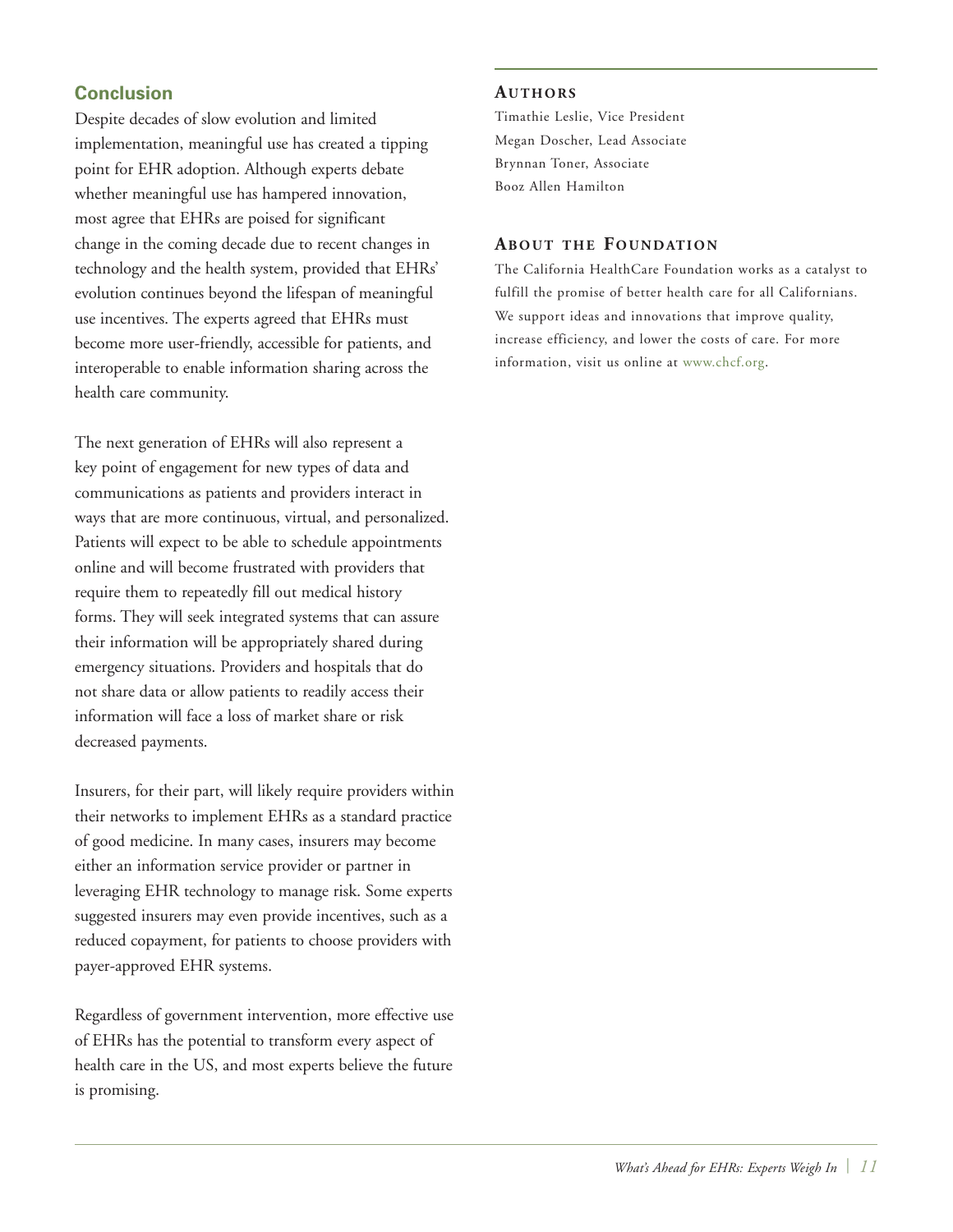## Conclusion

Despite decades of slow evolution and limited implementation, meaningful use has created a tipping point for EHR adoption. Although experts debate whether meaningful use has hampered innovation, most agree that EHRs are poised for significant change in the coming decade due to recent changes in technology and the health system, provided that EHRs' evolution continues beyond the lifespan of meaningful use incentives. The experts agreed that EHRs must become more user-friendly, accessible for patients, and interoperable to enable information sharing across the health care community.

The next generation of EHRs will also represent a key point of engagement for new types of data and communications as patients and providers interact in ways that are more continuous, virtual, and personalized. Patients will expect to be able to schedule appointments online and will become frustrated with providers that require them to repeatedly fill out medical history forms. They will seek integrated systems that can assure their information will be appropriately shared during emergency situations. Providers and hospitals that do not share data or allow patients to readily access their information will face a loss of market share or risk decreased payments.

Insurers, for their part, will likely require providers within their networks to implement EHRs as a standard practice of good medicine. In many cases, insurers may become either an information service provider or partner in leveraging EHR technology to manage risk. Some experts suggested insurers may even provide incentives, such as a reduced copayment, for patients to choose providers with payer-approved EHR systems.

Regardless of government intervention, more effective use of EHRs has the potential to transform every aspect of health care in the US, and most experts believe the future is promising.

### Authors

Timathie Leslie, Vice President
Megan Doscher, Lead Associate
Brynnan Toner, Associate
Booz Allen Hamilton

### About the Foundation

The California HealthCare Foundation works as a catalyst to fulfill the promise of better health care for all Californians. We support ideas and innovations that improve quality, increase efficiency, and lower the costs of care. For more information, visit us online at www.chcf.org.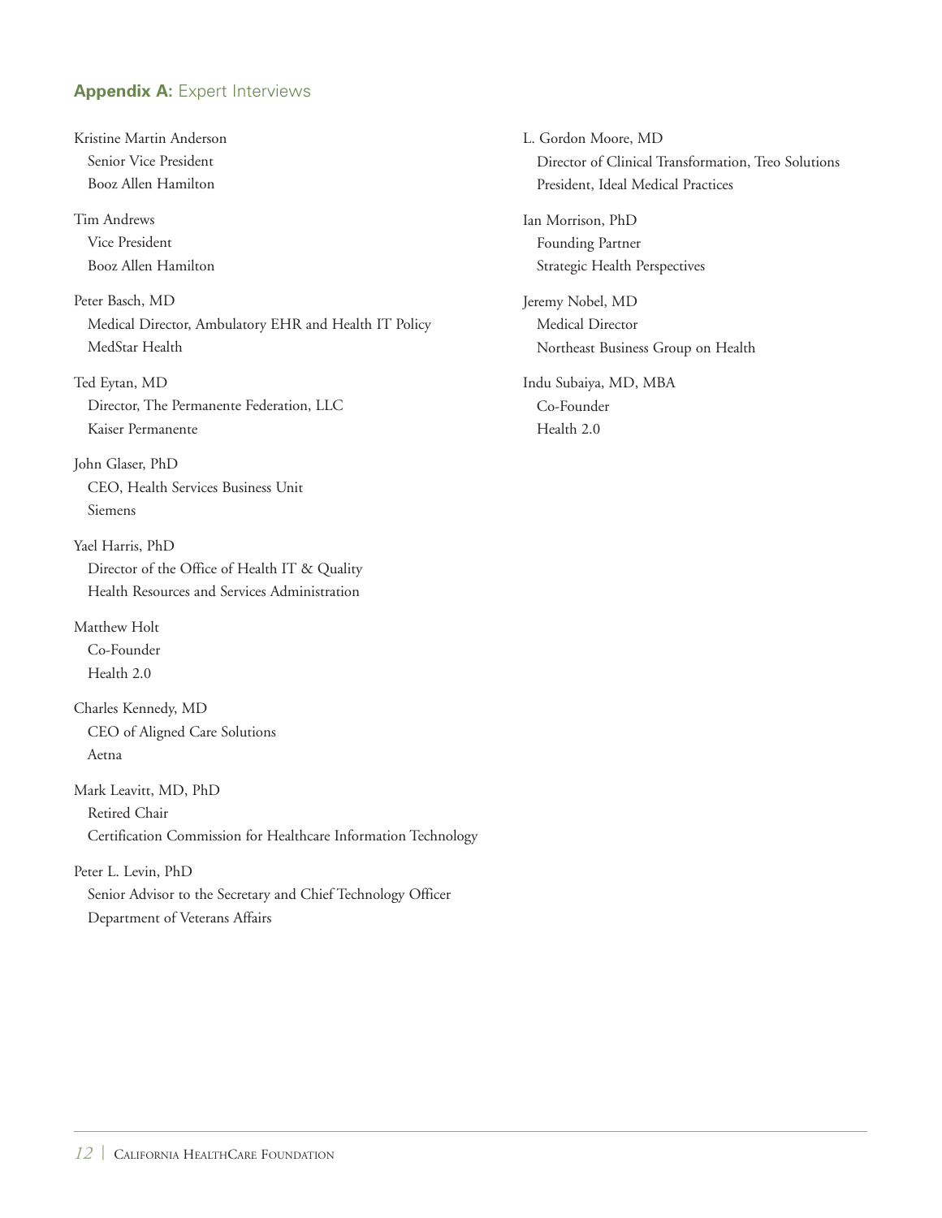## **Appendix A:** Expert Interviews

Kristine Martin Anderson
Senior Vice President
Booz Allen Hamilton

Tim Andrews
Vice President
Booz Allen Hamilton

Peter Basch, MD
Medical Director, Ambulatory EHR and Health IT Policy
MedStar Health

Ted Eytan, MD
Director, The Permanente Federation, LLC
Kaiser Permanente

John Glaser, PhD
CEO, Health Services Business Unit
Siemens

Yael Harris, PhD
Director of the Office of Health IT & Quality
Health Resources and Services Administration

Matthew Holt
Co-Founder
Health 2.0

Charles Kennedy, MD
CEO of Aligned Care Solutions
Aetna

Mark Leavitt, MD, PhD
Retired Chair
Certification Commission for Healthcare Information Technology

Peter L. Levin, PhD
Senior Advisor to the Secretary and Chief Technology Officer
Department of Veterans Affairs

L. Gordon Moore, MD
Director of Clinical Transformation, Treo Solutions
President, Ideal Medical Practices

Ian Morrison, PhD
Founding Partner
Strategic Health Perspectives

Jeremy Nobel, MD
Medical Director
Northeast Business Group on Health

Indu Subaiya, MD, MBA
Co-Founder
Health 2.0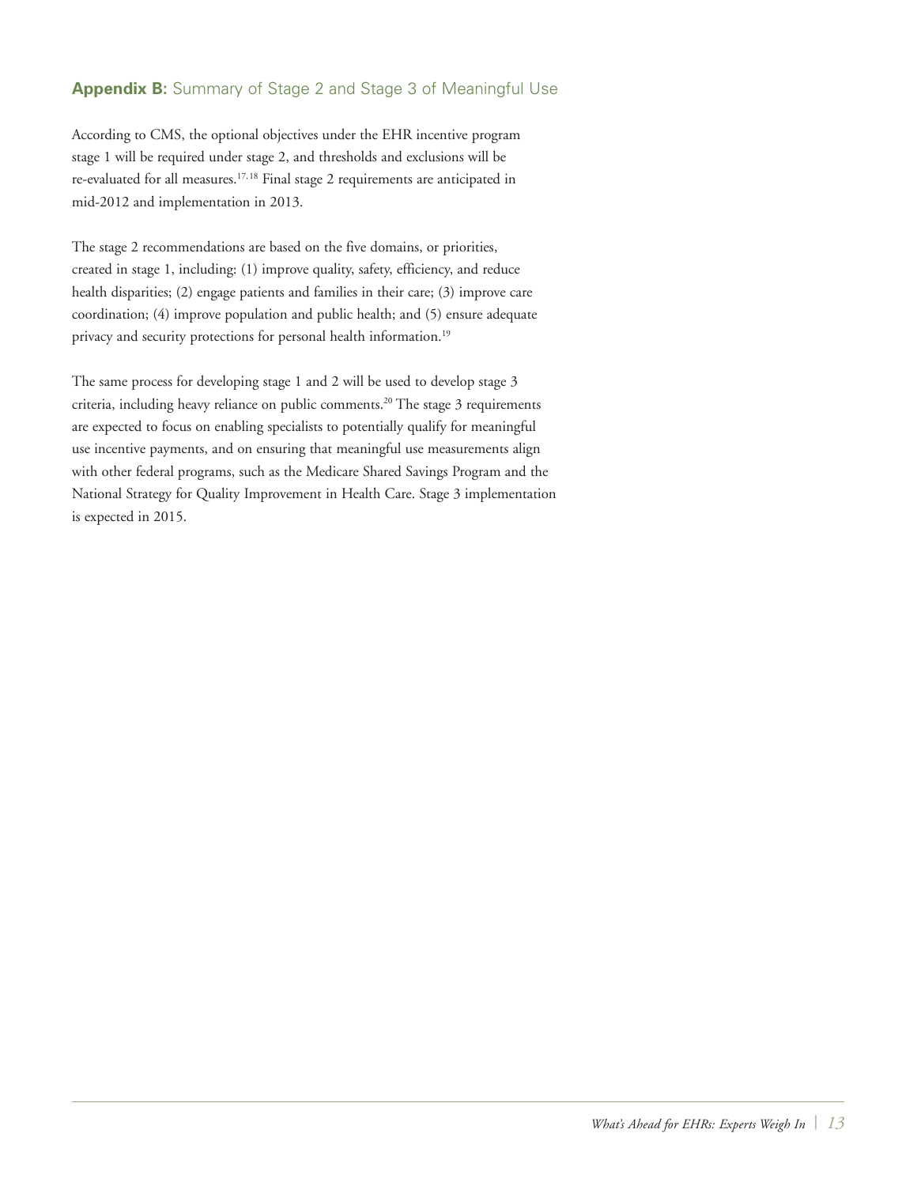## **Appendix B:** Summary of Stage 2 and Stage 3 of Meaningful Use

According to CMS, the optional objectives under the EHR incentive program stage 1 will be required under stage 2, and thresholds and exclusions will be re-evaluated for all measures.[17, 18] Final stage 2 requirements are anticipated in mid-2012 and implementation in 2013.

The stage 2 recommendations are based on the five domains, or priorities, created in stage 1, including: (1) improve quality, safety, efficiency, and reduce health disparities; (2) engage patients and families in their care; (3) improve care coordination; (4) improve population and public health; and (5) ensure adequate privacy and security protections for personal health information.[19]

The same process for developing stage 1 and 2 will be used to develop stage 3 criteria, including heavy reliance on public comments.[20] The stage 3 requirements are expected to focus on enabling specialists to potentially qualify for meaningful use incentive payments, and on ensuring that meaningful use measurements align with other federal programs, such as the Medicare Shared Savings Program and the National Strategy for Quality Improvement in Health Care. Stage 3 implementation is expected in 2015.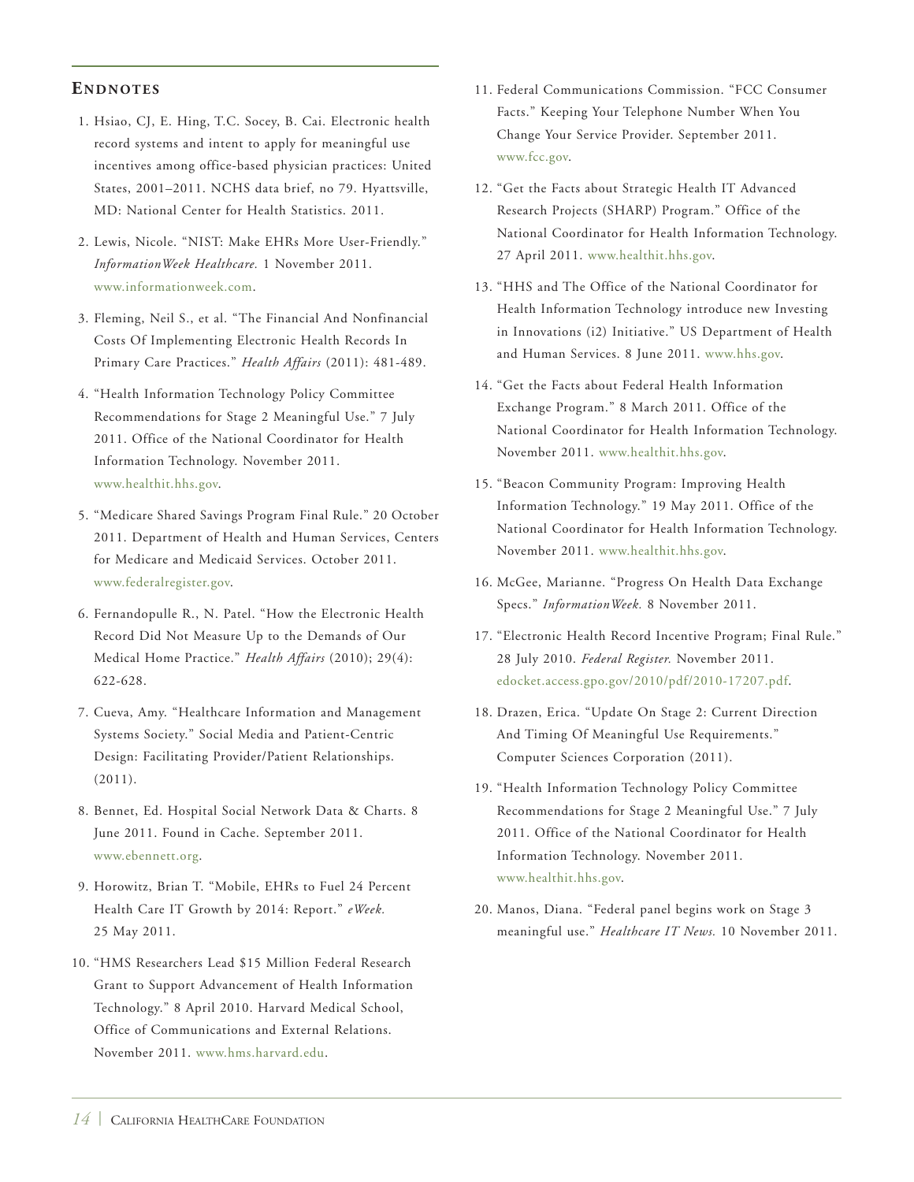## Endnotes

1. Hsiao, CJ, E. Hing, T.C. Socey, B. Cai. Electronic health record systems and intent to apply for meaningful use incentives among office-based physician practices: United States, 2001–2011. NCHS data brief, no 79. Hyattsville, MD: National Center for Health Statistics. 2011.
2. Lewis, Nicole. "NIST: Make EHRs More User-Friendly." *InformationWeek Healthcare.* 1 November 2011. www.informationweek.com.
3. Fleming, Neil S., et al. "The Financial And Nonfinancial Costs Of Implementing Electronic Health Records In Primary Care Practices." *Health Affairs* (2011): 481-489.
4. "Health Information Technology Policy Committee Recommendations for Stage 2 Meaningful Use." 7 July 2011. Office of the National Coordinator for Health Information Technology. November 2011. www.healthit.hhs.gov.
5. "Medicare Shared Savings Program Final Rule." 20 October 2011. Department of Health and Human Services, Centers for Medicare and Medicaid Services. October 2011. www.federalregister.gov.
6. Fernandopulle R., N. Patel. "How the Electronic Health Record Did Not Measure Up to the Demands of Our Medical Home Practice." *Health Affairs* (2010); 29(4): 622-628.
7. Cueva, Amy. "Healthcare Information and Management Systems Society." Social Media and Patient-Centric Design: Facilitating Provider/Patient Relationships. (2011).
8. Bennet, Ed. Hospital Social Network Data & Charts. 8 June 2011. Found in Cache. September 2011. www.ebennett.org.
9. Horowitz, Brian T. "Mobile, EHRs to Fuel 24 Percent Health Care IT Growth by 2014: Report." *eWeek.* 25 May 2011.
10. "HMS Researchers Lead $15 Million Federal Research Grant to Support Advancement of Health Information Technology." 8 April 2010. Harvard Medical School, Office of Communications and External Relations. November 2011. www.hms.harvard.edu.
11. Federal Communications Commission. "FCC Consumer Facts." Keeping Your Telephone Number When You Change Your Service Provider. September 2011. www.fcc.gov.
12. "Get the Facts about Strategic Health IT Advanced Research Projects (SHARP) Program." Office of the National Coordinator for Health Information Technology. 27 April 2011. www.healthit.hhs.gov.
13. "HHS and The Office of the National Coordinator for Health Information Technology introduce new Investing in Innovations (i2) Initiative." US Department of Health and Human Services. 8 June 2011. www.hhs.gov.
14. "Get the Facts about Federal Health Information Exchange Program." 8 March 2011. Office of the National Coordinator for Health Information Technology. November 2011. www.healthit.hhs.gov.
15. "Beacon Community Program: Improving Health Information Technology." 19 May 2011. Office of the National Coordinator for Health Information Technology. November 2011. www.healthit.hhs.gov.
16. McGee, Marianne. "Progress On Health Data Exchange Specs." *InformationWeek.* 8 November 2011.
17. "Electronic Health Record Incentive Program; Final Rule." 28 July 2010. *Federal Register.* November 2011. edocket.access.gpo.gov/2010/pdf/2010-17207.pdf.
18. Drazen, Erica. "Update On Stage 2: Current Direction And Timing Of Meaningful Use Requirements." Computer Sciences Corporation (2011).
19. "Health Information Technology Policy Committee Recommendations for Stage 2 Meaningful Use." 7 July 2011. Office of the National Coordinator for Health Information Technology. November 2011. www.healthit.hhs.gov.
20. Manos, Diana. "Federal panel begins work on Stage 3 meaningful use." *Healthcare IT News.* 10 November 2011.